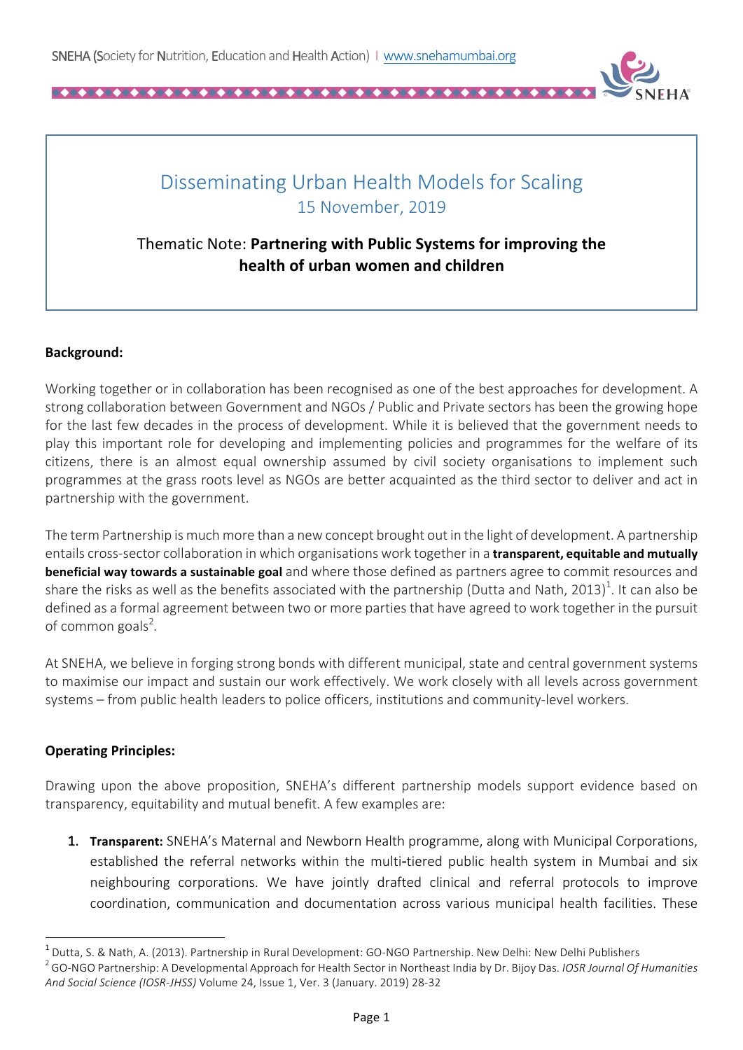# Disseminating Urban Health Models for Scaling

15 November, 2019

Thematic Note: **Partnering with Public Systems for improving the health of urban women and children**

**Background:**

Working together or in collaboration has been recognised as one of the best approaches for development. A strong collaboration between Government and NGOs / Public and Private sectors has been the growing hope for the last few decades in the process of development. While it is believed that the government needs to play this important role for developing and implementing policies and programmes for the welfare of its citizens, there is an almost equal ownership assumed by civil society organisations to implement such programmes at the grass roots level as NGOs are better acquainted as the third sector to deliver and act in partnership with the government.

The term Partnership is much more than a new concept brought out in the light of development. A partnership entails cross-sector collaboration in which organisations work together in a **transparent, equitable and mutually beneficial way towards a sustainable goal** and where those defined as partners agree to commit resources and share the risks as well as the benefits associated with the partnership (Dutta and Nath, 2013)[1]. It can also be defined as a formal agreement between two or more parties that have agreed to work together in the pursuit of common goals[2].

At SNEHA, we believe in forging strong bonds with different municipal, state and central government systems to maximise our impact and sustain our work effectively. We work closely with all levels across government systems – from public health leaders to police officers, institutions and community-level workers.

**Operating Principles:**

Drawing upon the above proposition, SNEHA's different partnership models support evidence based on transparency, equitability and mutual benefit. A few examples are:

1. **Transparent:** SNEHA's Maternal and Newborn Health programme, along with Municipal Corporations, established the referral networks within the multi-tiered public health system in Mumbai and six neighbouring corporations. We have jointly drafted clinical and referral protocols to improve coordination, communication and documentation across various municipal health facilities. These

---

[1] Dutta, S. & Nath, A. (2013). Partnership in Rural Development: GO-NGO Partnership. New Delhi: New Delhi Publishers

[2] GO-NGO Partnership: A Developmental Approach for Health Sector in Northeast India by Dr. Bijoy Das. *IOSR Journal Of Humanities And Social Science (IOSR-JHSS)* Volume 24, Issue 1, Ver. 3 (January. 2019) 28-32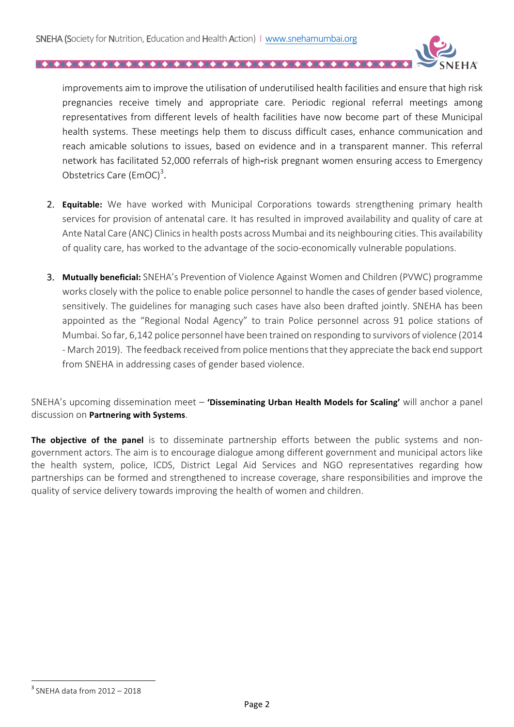improvements aim to improve the utilisation of underutilised health facilities and ensure that high risk pregnancies receive timely and appropriate care. Periodic regional referral meetings among representatives from different levels of health facilities have now become part of these Municipal health systems. These meetings help them to discuss difficult cases, enhance communication and reach amicable solutions to issues, based on evidence and in a transparent manner. This referral network has facilitated 52,000 referrals of high-risk pregnant women ensuring access to Emergency Obstetrics Care (EmOC)[3].

2. **Equitable:** We have worked with Municipal Corporations towards strengthening primary health services for provision of antenatal care. It has resulted in improved availability and quality of care at Ante Natal Care (ANC) Clinics in health posts across Mumbai and its neighbouring cities. This availability of quality care, has worked to the advantage of the socio-economically vulnerable populations.

3. **Mutually beneficial:** SNEHA's Prevention of Violence Against Women and Children (PVWC) programme works closely with the police to enable police personnel to handle the cases of gender based violence, sensitively. The guidelines for managing such cases have also been drafted jointly. SNEHA has been appointed as the "Regional Nodal Agency" to train Police personnel across 91 police stations of Mumbai. So far, 6,142 police personnel have been trained on responding to survivors of violence (2014 - March 2019). The feedback received from police mentions that they appreciate the back end support from SNEHA in addressing cases of gender based violence.

SNEHA's upcoming dissemination meet – **'Disseminating Urban Health Models for Scaling'** will anchor a panel discussion on **Partnering with Systems**.

**The objective of the panel** is to disseminate partnership efforts between the public systems and non-government actors. The aim is to encourage dialogue among different government and municipal actors like the health system, police, ICDS, District Legal Aid Services and NGO representatives regarding how partnerships can be formed and strengthened to increase coverage, share responsibilities and improve the quality of service delivery towards improving the health of women and children.

[3] SNEHA data from 2012 – 2018